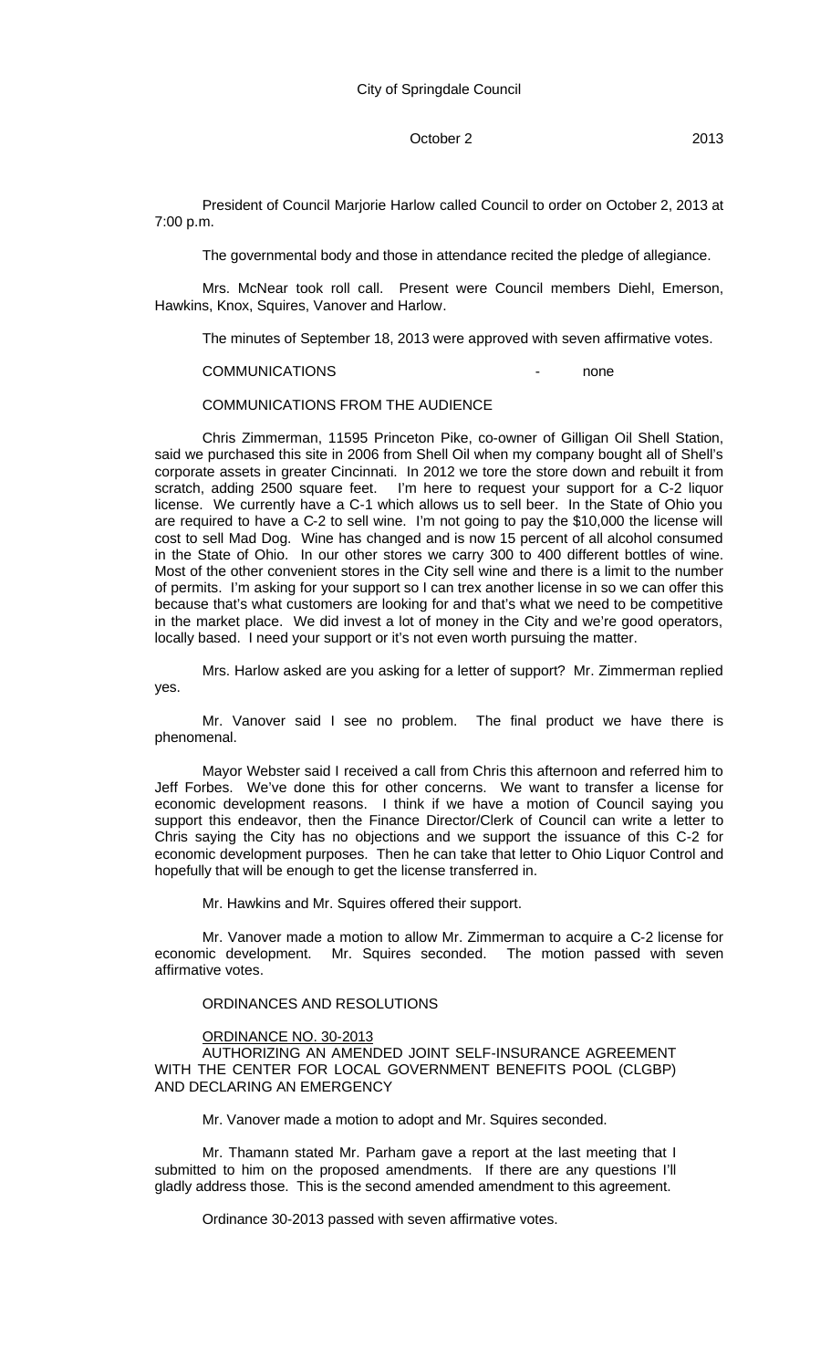City of Springdale Council

October 2 2013

President of Council Marjorie Harlow called Council to order on October 2, 2013 at 7:00 p.m.

The governmental body and those in attendance recited the pledge of allegiance.

Mrs. McNear took roll call. Present were Council members Diehl, Emerson, Hawkins, Knox, Squires, Vanover and Harlow.

The minutes of September 18, 2013 were approved with seven affirmative votes.

COMMUNICATIONS - none

COMMUNICATIONS FROM THE AUDIENCE

Chris Zimmerman, 11595 Princeton Pike, co-owner of Gilligan Oil Shell Station, said we purchased this site in 2006 from Shell Oil when my company bought all of Shell's corporate assets in greater Cincinnati. In 2012 we tore the store down and rebuilt it from scratch, adding 2500 square feet. I'm here to request your support for a C-2 liquor license. We currently have a C-1 which allows us to sell beer. In the State of Ohio you are required to have a C-2 to sell wine. I'm not going to pay the $10,000 the license will cost to sell Mad Dog. Wine has changed and is now 15 percent of all alcohol consumed in the State of Ohio. In our other stores we carry 300 to 400 different bottles of wine. Most of the other convenient stores in the City sell wine and there is a limit to the number of permits. I'm asking for your support so I can trex another license in so we can offer this because that's what customers are looking for and that's what we need to be competitive in the market place. We did invest a lot of money in the City and we're good operators, locally based. I need your support or it's not even worth pursuing the matter.

Mrs. Harlow asked are you asking for a letter of support? Mr. Zimmerman replied yes.

Mr. Vanover said I see no problem. The final product we have there is phenomenal.

Mayor Webster said I received a call from Chris this afternoon and referred him to Jeff Forbes. We've done this for other concerns. We want to transfer a license for economic development reasons. I think if we have a motion of Council saying you support this endeavor, then the Finance Director/Clerk of Council can write a letter to Chris saying the City has no objections and we support the issuance of this C-2 for economic development purposes. Then he can take that letter to Ohio Liquor Control and hopefully that will be enough to get the license transferred in.

Mr. Hawkins and Mr. Squires offered their support.

Mr. Vanover made a motion to allow Mr. Zimmerman to acquire a C-2 license for economic development. Mr. Squires seconded. The motion passed with seven affirmative votes.

ORDINANCES AND RESOLUTIONS

ORDINANCE NO. 30-2013

AUTHORIZING AN AMENDED JOINT SELF-INSURANCE AGREEMENT WITH THE CENTER FOR LOCAL GOVERNMENT BENEFITS POOL (CLGBP) AND DECLARING AN EMERGENCY

Mr. Vanover made a motion to adopt and Mr. Squires seconded.

Mr. Thamann stated Mr. Parham gave a report at the last meeting that I submitted to him on the proposed amendments. If there are any questions I'll gladly address those. This is the second amended amendment to this agreement.

Ordinance 30-2013 passed with seven affirmative votes.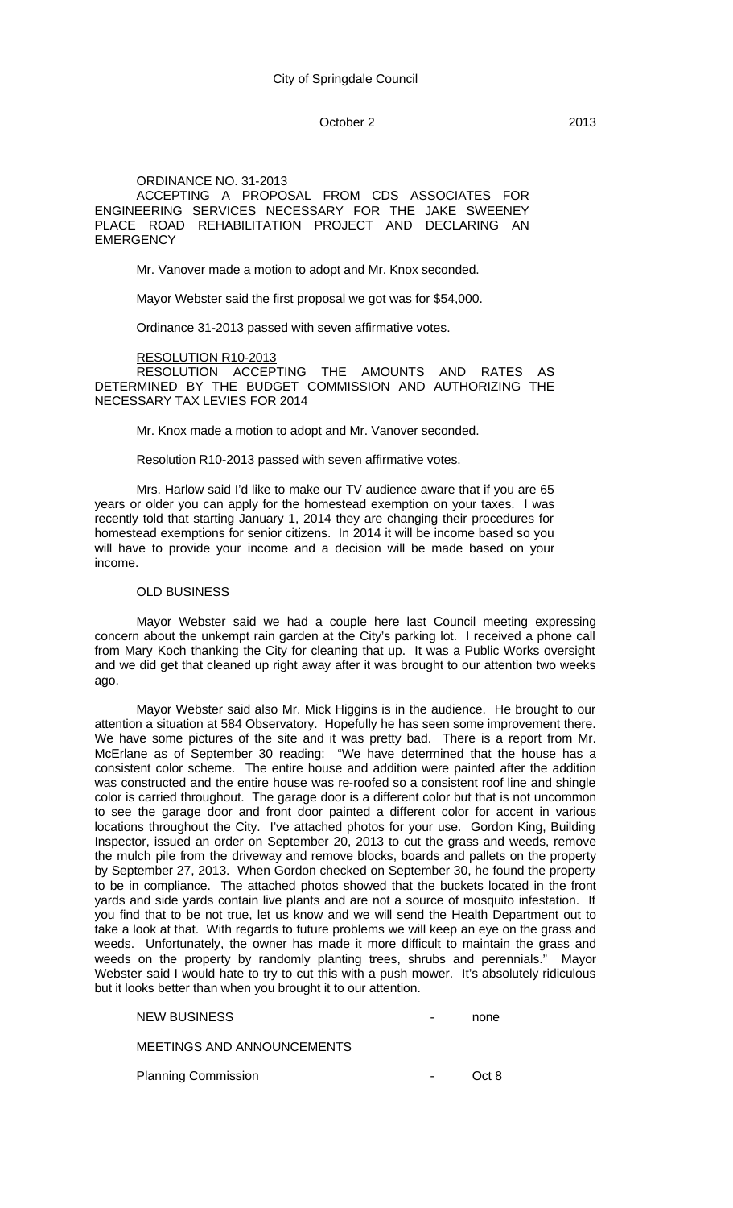ORDINANCE NO. 31-2013

ACCEPTING A PROPOSAL FROM CDS ASSOCIATES FOR ENGINEERING SERVICES NECESSARY FOR THE JAKE SWEENEY PLACE ROAD REHABILITATION PROJECT AND DECLARING AN EMERGENCY

Mr. Vanover made a motion to adopt and Mr. Knox seconded.

Mayor Webster said the first proposal we got was for $54,000.

Ordinance 31-2013 passed with seven affirmative votes.

RESOLUTION R10-2013

RESOLUTION ACCEPTING THE AMOUNTS AND RATES AS DETERMINED BY THE BUDGET COMMISSION AND AUTHORIZING THE NECESSARY TAX LEVIES FOR 2014

Mr. Knox made a motion to adopt and Mr. Vanover seconded.

Resolution R10-2013 passed with seven affirmative votes.

Mrs. Harlow said I'd like to make our TV audience aware that if you are 65 years or older you can apply for the homestead exemption on your taxes. I was recently told that starting January 1, 2014 they are changing their procedures for homestead exemptions for senior citizens. In 2014 it will be income based so you will have to provide your income and a decision will be made based on your income.

OLD BUSINESS

Mayor Webster said we had a couple here last Council meeting expressing concern about the unkempt rain garden at the City's parking lot. I received a phone call from Mary Koch thanking the City for cleaning that up. It was a Public Works oversight and we did get that cleaned up right away after it was brought to our attention two weeks ago.

Mayor Webster said also Mr. Mick Higgins is in the audience. He brought to our attention a situation at 584 Observatory. Hopefully he has seen some improvement there. We have some pictures of the site and it was pretty bad. There is a report from Mr. McErlane as of September 30 reading: "We have determined that the house has a consistent color scheme. The entire house and addition were painted after the addition was constructed and the entire house was re-roofed so a consistent roof line and shingle color is carried throughout. The garage door is a different color but that is not uncommon to see the garage door and front door painted a different color for accent in various locations throughout the City. I've attached photos for your use. Gordon King, Building Inspector, issued an order on September 20, 2013 to cut the grass and weeds, remove the mulch pile from the driveway and remove blocks, boards and pallets on the property by September 27, 2013. When Gordon checked on September 30, he found the property to be in compliance. The attached photos showed that the buckets located in the front yards and side yards contain live plants and are not a source of mosquito infestation. If you find that to be not true, let us know and we will send the Health Department out to take a look at that. With regards to future problems we will keep an eye on the grass and weeds. Unfortunately, the owner has made it more difficult to maintain the grass and weeds on the property by randomly planting trees, shrubs and perennials." Mayor Webster said I would hate to try to cut this with a push mower. It's absolutely ridiculous but it looks better than when you brought it to our attention.

NEW BUSINESS - none

MEETINGS AND ANNOUNCEMENTS

Planning Commission - Oct 8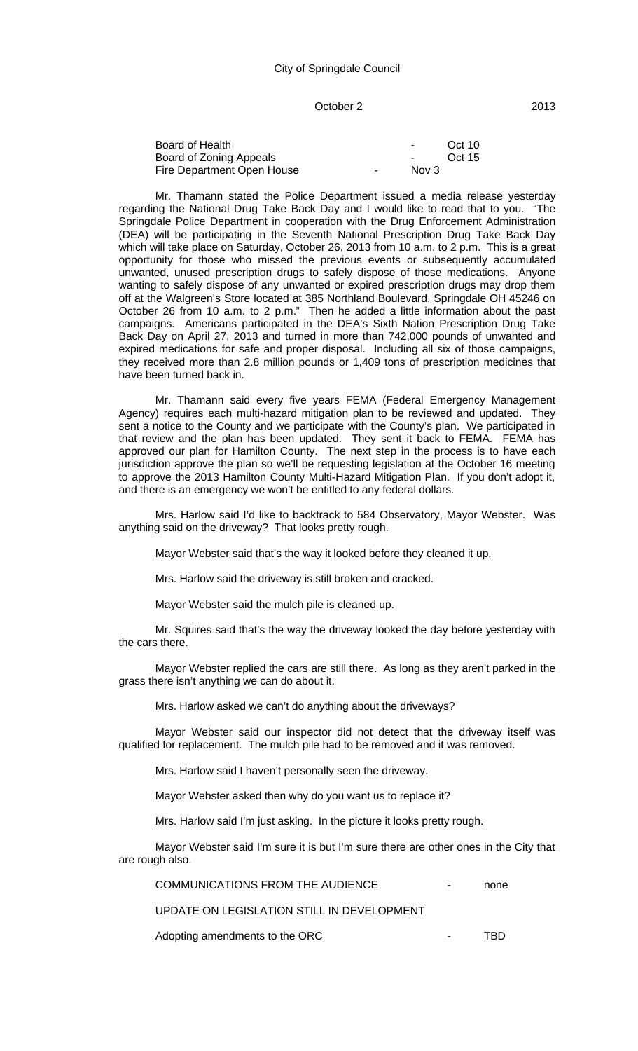| | | |
|---|---|---|
| Board of Health | - | Oct 10 |
| Board of Zoning Appeals | - | Oct 15 |
| Fire Department Open House | - | Nov 3 |

Mr. Thamann stated the Police Department issued a media release yesterday regarding the National Drug Take Back Day and I would like to read that to you. "The Springdale Police Department in cooperation with the Drug Enforcement Administration (DEA) will be participating in the Seventh National Prescription Drug Take Back Day which will take place on Saturday, October 26, 2013 from 10 a.m. to 2 p.m. This is a great opportunity for those who missed the previous events or subsequently accumulated unwanted, unused prescription drugs to safely dispose of those medications. Anyone wanting to safely dispose of any unwanted or expired prescription drugs may drop them off at the Walgreen's Store located at 385 Northland Boulevard, Springdale OH 45246 on October 26 from 10 a.m. to 2 p.m." Then he added a little information about the past campaigns. Americans participated in the DEA's Sixth Nation Prescription Drug Take Back Day on April 27, 2013 and turned in more than 742,000 pounds of unwanted and expired medications for safe and proper disposal. Including all six of those campaigns, they received more than 2.8 million pounds or 1,409 tons of prescription medicines that have been turned back in.

Mr. Thamann said every five years FEMA (Federal Emergency Management Agency) requires each multi-hazard mitigation plan to be reviewed and updated. They sent a notice to the County and we participate with the County's plan. We participated in that review and the plan has been updated. They sent it back to FEMA. FEMA has approved our plan for Hamilton County. The next step in the process is to have each jurisdiction approve the plan so we'll be requesting legislation at the October 16 meeting to approve the 2013 Hamilton County Multi-Hazard Mitigation Plan. If you don't adopt it, and there is an emergency we won't be entitled to any federal dollars.

Mrs. Harlow said I'd like to backtrack to 584 Observatory, Mayor Webster. Was anything said on the driveway? That looks pretty rough.

Mayor Webster said that's the way it looked before they cleaned it up.

Mrs. Harlow said the driveway is still broken and cracked.

Mayor Webster said the mulch pile is cleaned up.

Mr. Squires said that's the way the driveway looked the day before yesterday with the cars there.

Mayor Webster replied the cars are still there. As long as they aren't parked in the grass there isn't anything we can do about it.

Mrs. Harlow asked we can't do anything about the driveways?

Mayor Webster said our inspector did not detect that the driveway itself was qualified for replacement. The mulch pile had to be removed and it was removed.

Mrs. Harlow said I haven't personally seen the driveway.

Mayor Webster asked then why do you want us to replace it?

Mrs. Harlow said I'm just asking. In the picture it looks pretty rough.

Mayor Webster said I'm sure it is but I'm sure there are other ones in the City that are rough also.

COMMUNICATIONS FROM THE AUDIENCE - none

UPDATE ON LEGISLATION STILL IN DEVELOPMENT

Adopting amendments to the ORC - TBD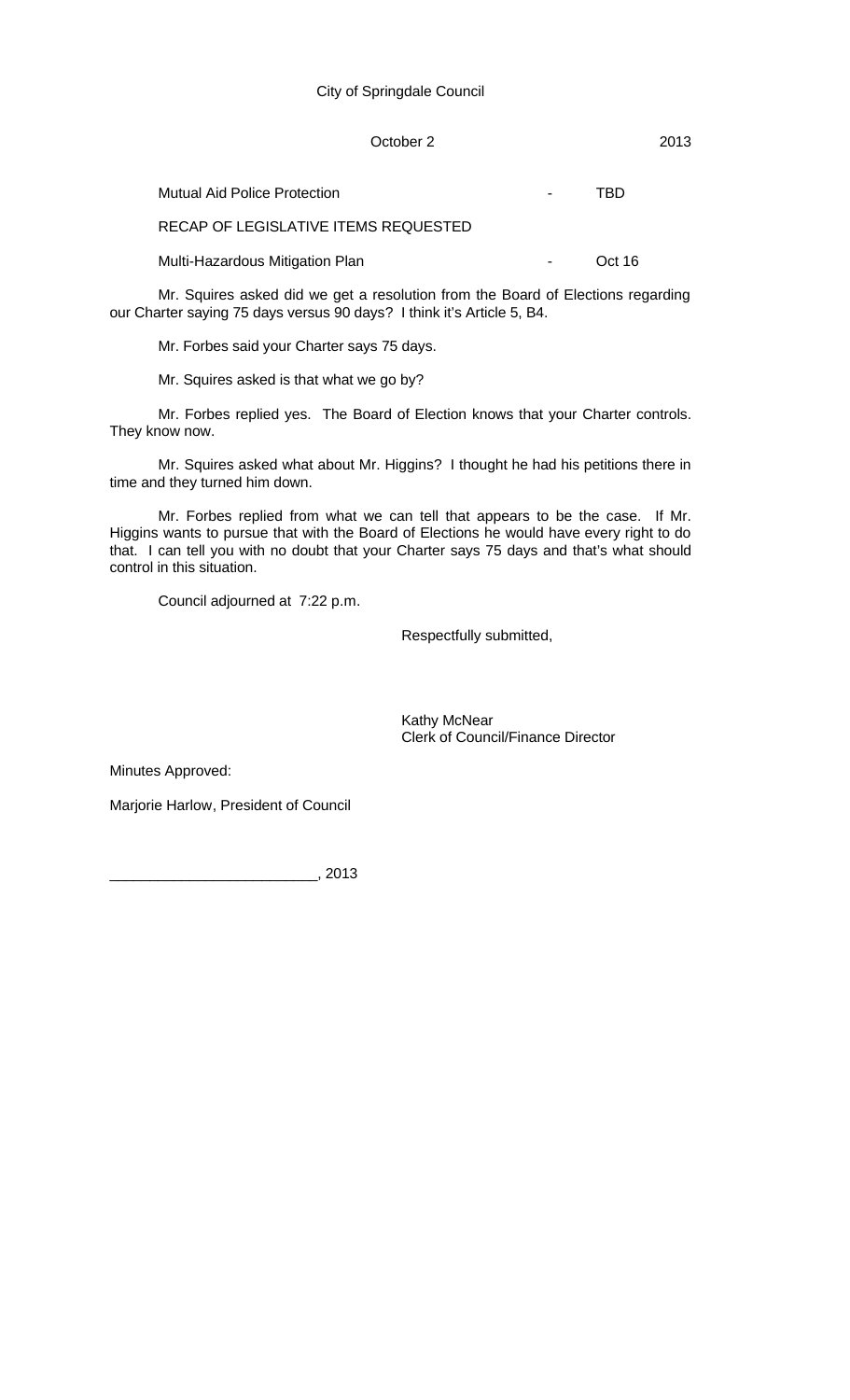Mutual Aid Police Protection - TBD

RECAP OF LEGISLATIVE ITEMS REQUESTED

Multi-Hazardous Mitigation Plan - Oct 16

Mr. Squires asked did we get a resolution from the Board of Elections regarding our Charter saying 75 days versus 90 days? I think it's Article 5, B4.

Mr. Forbes said your Charter says 75 days.

Mr. Squires asked is that what we go by?

Mr. Forbes replied yes. The Board of Election knows that your Charter controls. They know now.

Mr. Squires asked what about Mr. Higgins? I thought he had his petitions there in time and they turned him down.

Mr. Forbes replied from what we can tell that appears to be the case. If Mr. Higgins wants to pursue that with the Board of Elections he would have every right to do that. I can tell you with no doubt that your Charter says 75 days and that's what should control in this situation.

Council adjourned at 7:22 p.m.

Respectfully submitted,

Kathy McNear
Clerk of Council/Finance Director

Minutes Approved:

Marjorie Harlow, President of Council

_________________________, 2013